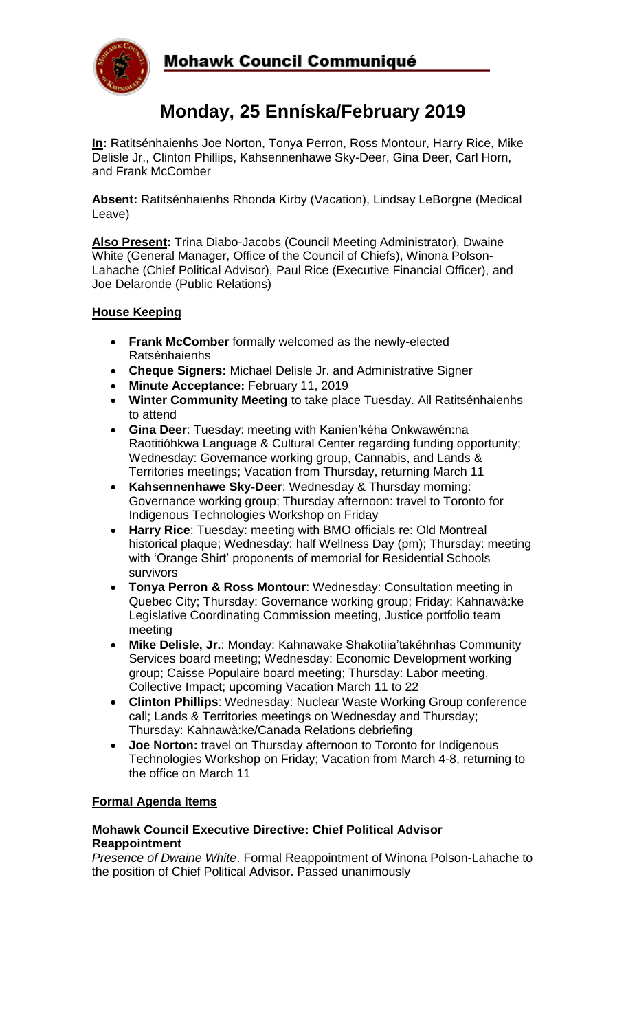## Mohawk Council Communiqué

# Monday, 25 Enníska/February 2019

**In:** Ratitsénhaienhs Joe Norton, Tonya Perron, Ross Montour, Harry Rice, Mike Delisle Jr., Clinton Phillips, Kahsennenhawe Sky-Deer, Gina Deer, Carl Horn, and Frank McComber

**Absent:** Ratitsénhaienhs Rhonda Kirby (Vacation), Lindsay LeBorgne (Medical Leave)

**Also Present:** Trina Diabo-Jacobs (Council Meeting Administrator), Dwaine White (General Manager, Office of the Council of Chiefs), Winona Polson-Lahache (Chief Political Advisor), Paul Rice (Executive Financial Officer), and Joe Delaronde (Public Relations)

### House Keeping

- **Frank McComber** formally welcomed as the newly-elected Ratsénhaienhs
- **Cheque Signers:** Michael Delisle Jr. and Administrative Signer
- **Minute Acceptance:** February 11, 2019
- **Winter Community Meeting** to take place Tuesday. All Ratitsénhaienhs to attend
- **Gina Deer**: Tuesday: meeting with Kanien'kéha Onkwawén:na Raotitióhkwa Language & Cultural Center regarding funding opportunity; Wednesday: Governance working group, Cannabis, and Lands & Territories meetings; Vacation from Thursday, returning March 11
- **Kahsennenhawe Sky-Deer**: Wednesday & Thursday morning: Governance working group; Thursday afternoon: travel to Toronto for Indigenous Technologies Workshop on Friday
- **Harry Rice**: Tuesday: meeting with BMO officials re: Old Montreal historical plaque; Wednesday: half Wellness Day (pm); Thursday: meeting with 'Orange Shirt' proponents of memorial for Residential Schools survivors
- **Tonya Perron & Ross Montour**: Wednesday: Consultation meeting in Quebec City; Thursday: Governance working group; Friday: Kahnawà:ke Legislative Coordinating Commission meeting, Justice portfolio team meeting
- **Mike Delisle, Jr.**: Monday: Kahnawake Shakotiia'takéhnhas Community Services board meeting; Wednesday: Economic Development working group; Caisse Populaire board meeting; Thursday: Labor meeting, Collective Impact; upcoming Vacation March 11 to 22
- **Clinton Phillips**: Wednesday: Nuclear Waste Working Group conference call; Lands & Territories meetings on Wednesday and Thursday; Thursday: Kahnawà:ke/Canada Relations debriefing
- **Joe Norton:** travel on Thursday afternoon to Toronto for Indigenous Technologies Workshop on Friday; Vacation from March 4-8, returning to the office on March 11

### Formal Agenda Items

#### Mohawk Council Executive Directive: Chief Political Advisor Reappointment

*Presence of Dwaine White*. Formal Reappointment of Winona Polson-Lahache to the position of Chief Political Advisor. Passed unanimously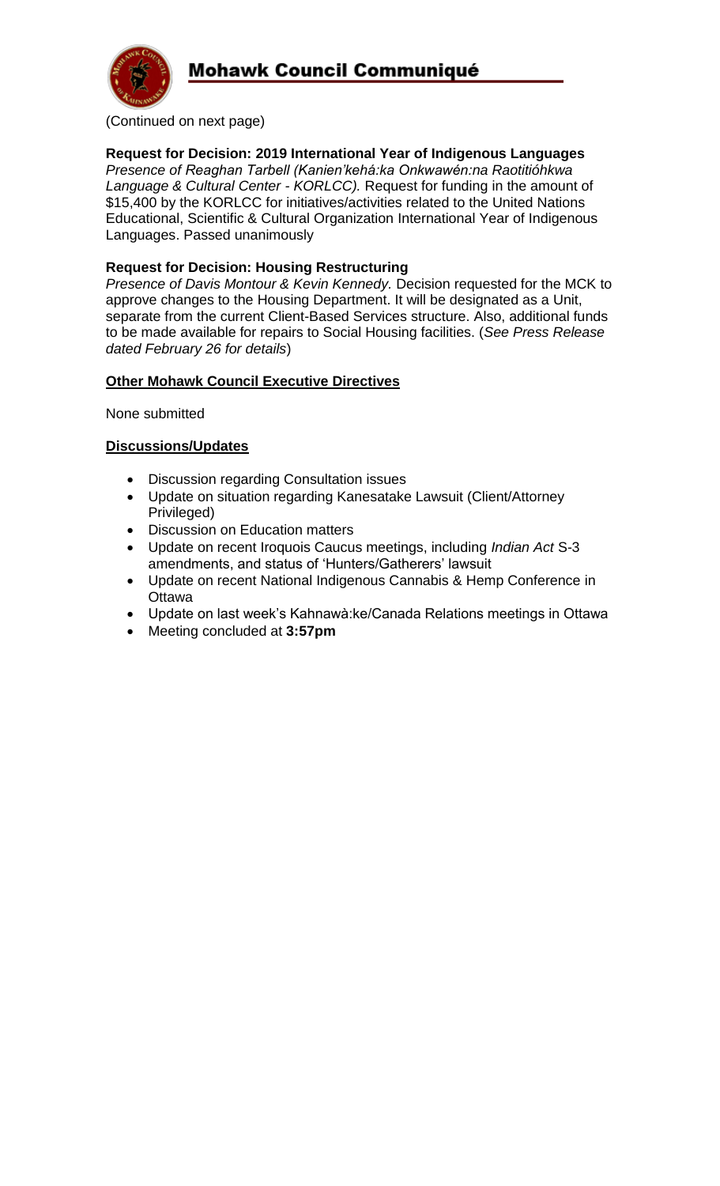(Continued on next page)

**Request for Decision: 2019 International Year of Indigenous Languages**

*Presence of Reaghan Tarbell (Kanien'kehá:ka Onkwawén:na Raotitióhkwa Language & Cultural Center - KORLCC).* Request for funding in the amount of $15,400 by the KORLCC for initiatives/activities related to the United Nations Educational, Scientific & Cultural Organization International Year of Indigenous Languages. Passed unanimously

**Request for Decision: Housing Restructuring**

*Presence of Davis Montour & Kevin Kennedy.* Decision requested for the MCK to approve changes to the Housing Department. It will be designated as a Unit, separate from the current Client-Based Services structure. Also, additional funds to be made available for repairs to Social Housing facilities. (*See Press Release dated February 26 for details*)

**Other Mohawk Council Executive Directives**

None submitted

**Discussions/Updates**

- Discussion regarding Consultation issues
- Update on situation regarding Kanesatake Lawsuit (Client/Attorney Privileged)
- Discussion on Education matters
- Update on recent Iroquois Caucus meetings, including *Indian Act* S-3 amendments, and status of 'Hunters/Gatherers' lawsuit
- Update on recent National Indigenous Cannabis & Hemp Conference in Ottawa
- Update on last week's Kahnawà:ke/Canada Relations meetings in Ottawa
- Meeting concluded at **3:57pm**